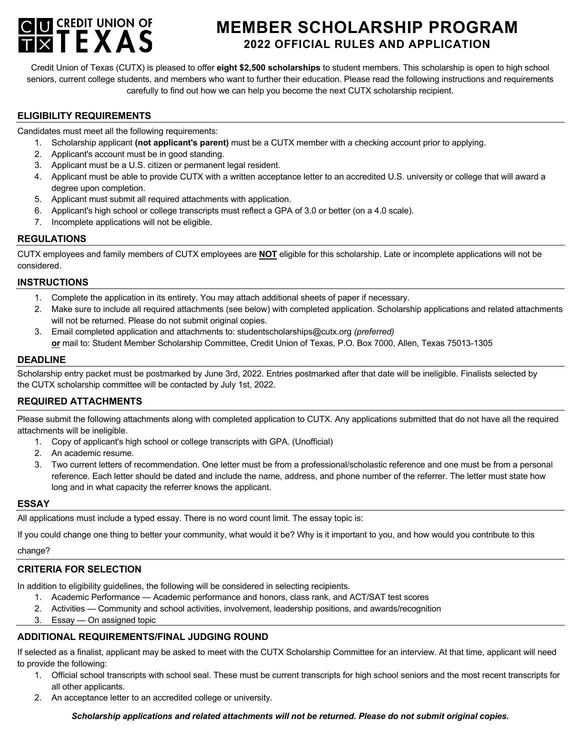CREDIT UNION OF TEXAS

# MEMBER SCHOLARSHIP PROGRAM
## 2022 OFFICIAL RULES AND APPLICATION

Credit Union of Texas (CUTX) is pleased to offer **eight $2,500 scholarships** to student members. This scholarship is open to high school seniors, current college students, and members who want to further their education. Please read the following instructions and requirements carefully to find out how we can help you become the next CUTX scholarship recipient.

### ELIGIBILITY REQUIREMENTS

Candidates must meet all the following requirements:

1. Scholarship applicant **(not applicant's parent)** must be a CUTX member with a checking account prior to applying.
2. Applicant's account must be in good standing.
3. Applicant must be a U.S. citizen or permanent legal resident.
4. Applicant must be able to provide CUTX with a written acceptance letter to an accredited U.S. university or college that will award a degree upon completion.
5. Applicant must submit all required attachments with application.
6. Applicant's high school or college transcripts must reflect a GPA of 3.0 or better (on a 4.0 scale).
7. Incomplete applications will not be eligible.

### REGULATIONS

CUTX employees and family members of CUTX employees are **NOT** eligible for this scholarship. Late or incomplete applications will not be considered.

### INSTRUCTIONS

1. Complete the application in its entirety. You may attach additional sheets of paper if necessary.
2. Make sure to include all required attachments (see below) with completed application. Scholarship applications and related attachments will not be returned. Please do not submit original copies.
3. Email completed application and attachments to: studentscholarships@cutx.org *(preferred)*
   **or** mail to: Student Member Scholarship Committee, Credit Union of Texas, P.O. Box 7000, Allen, Texas 75013-1305

### DEADLINE

Scholarship entry packet must be postmarked by June 3rd, 2022. Entries postmarked after that date will be ineligible. Finalists selected by the CUTX scholarship committee will be contacted by July 1st, 2022.

### REQUIRED ATTACHMENTS

Please submit the following attachments along with completed application to CUTX. Any applications submitted that do not have all the required attachments will be ineligible.

1. Copy of applicant's high school or college transcripts with GPA. (Unofficial)
2. An academic resume.
3. Two current letters of recommendation. One letter must be from a professional/scholastic reference and one must be from a personal reference. Each letter should be dated and include the name, address, and phone number of the referrer. The letter must state how long and in what capacity the referrer knows the applicant.

### ESSAY

All applications must include a typed essay. There is no word count limit. The essay topic is:

If you could change one thing to better your community, what would it be? Why is it important to you, and how would you contribute to this change?

### CRITERIA FOR SELECTION

In addition to eligibility guidelines, the following will be considered in selecting recipients.

1. Academic Performance — Academic performance and honors, class rank, and ACT/SAT test scores
2. Activities — Community and school activities, involvement, leadership positions, and awards/recognition
3. Essay — On assigned topic

### ADDITIONAL REQUIREMENTS/FINAL JUDGING ROUND

If selected as a finalist, applicant may be asked to meet with the CUTX Scholarship Committee for an interview. At that time, applicant will need to provide the following:

1. Official school transcripts with school seal. These must be current transcripts for high school seniors and the most recent transcripts for all other applicants.
2. An acceptance letter to an accredited college or university.

***Scholarship applications and related attachments will not be returned. Please do not submit original copies.***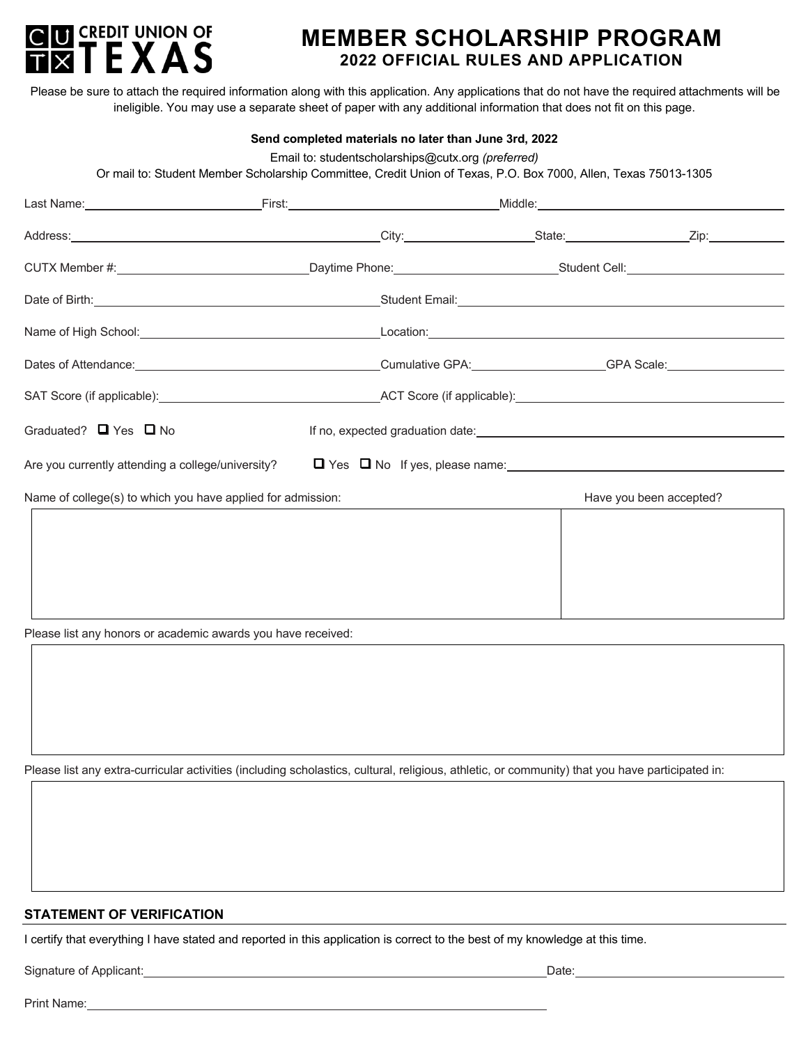CREDIT UNION OF TEXAS

# MEMBER SCHOLARSHIP PROGRAM
## 2022 OFFICIAL RULES AND APPLICATION

Please be sure to attach the required information along with this application. Any applications that do not have the required attachments will be ineligible. You may use a separate sheet of paper with any additional information that does not fit on this page.

**Send completed materials no later than June 3rd, 2022**

Email to: studentscholarships@cutx.org *(preferred)*

Or mail to: Student Member Scholarship Committee, Credit Union of Texas, P.O. Box 7000, Allen, Texas 75013-1305

Last Name: ____________ First: ____________ Middle: ____________

Address: ____________ City: ____________ State: ____________ Zip: ____________

CUTX Member #: ____________ Daytime Phone: ____________ Student Cell: ____________

Date of Birth: ____________ Student Email: ____________

Name of High School: ____________ Location: ____________

Dates of Attendance: ____________ Cumulative GPA: ____________ GPA Scale: ____________

SAT Score (if applicable): ____________ ACT Score (if applicable): ____________

Graduated? ☐ Yes ☐ No If no, expected graduation date: ____________

Are you currently attending a college/university? ☐ Yes ☐ No If yes, please name: ____________

| Name of college(s) to which you have applied for admission: | Have you been accepted? |
|---|---|
| | |

Please list any honors or academic awards you have received:

Please list any extra-curricular activities (including scholastics, cultural, religious, athletic, or community) that you have participated in:

### STATEMENT OF VERIFICATION

I certify that everything I have stated and reported in this application is correct to the best of my knowledge at this time.

Signature of Applicant: ____________ Date: ____________

Print Name: ____________